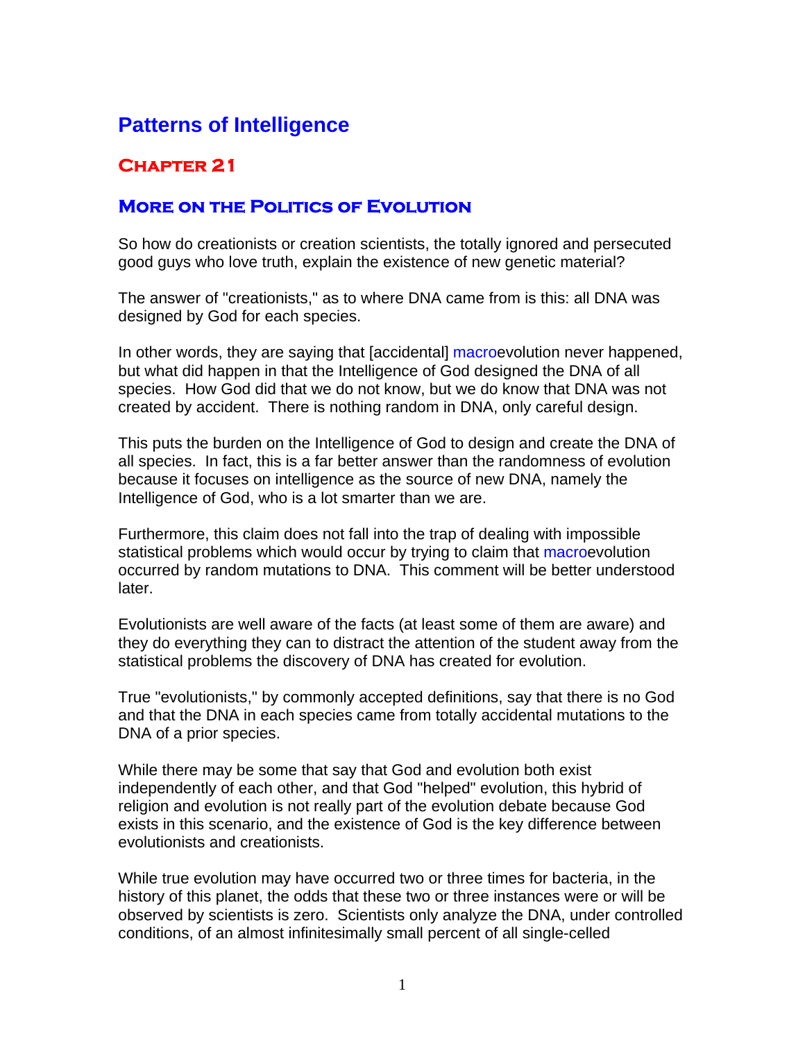# Patterns of Intelligence

## Chapter 21

## More on the Politics of Evolution

So how do creationists or creation scientists, the totally ignored and persecuted good guys who love truth, explain the existence of new genetic material?

The answer of "creationists," as to where DNA came from is this: all DNA was designed by God for each species.

In other words, they are saying that [accidental] macroevolution never happened, but what did happen in that the Intelligence of God designed the DNA of all species. How God did that we do not know, but we do know that DNA was not created by accident. There is nothing random in DNA, only careful design.

This puts the burden on the Intelligence of God to design and create the DNA of all species. In fact, this is a far better answer than the randomness of evolution because it focuses on intelligence as the source of new DNA, namely the Intelligence of God, who is a lot smarter than we are.

Furthermore, this claim does not fall into the trap of dealing with impossible statistical problems which would occur by trying to claim that macroevolution occurred by random mutations to DNA. This comment will be better understood later.

Evolutionists are well aware of the facts (at least some of them are aware) and they do everything they can to distract the attention of the student away from the statistical problems the discovery of DNA has created for evolution.

True "evolutionists," by commonly accepted definitions, say that there is no God and that the DNA in each species came from totally accidental mutations to the DNA of a prior species.

While there may be some that say that God and evolution both exist independently of each other, and that God "helped" evolution, this hybrid of religion and evolution is not really part of the evolution debate because God exists in this scenario, and the existence of God is the key difference between evolutionists and creationists.

While true evolution may have occurred two or three times for bacteria, in the history of this planet, the odds that these two or three instances were or will be observed by scientists is zero. Scientists only analyze the DNA, under controlled conditions, of an almost infinitesimally small percent of all single-celled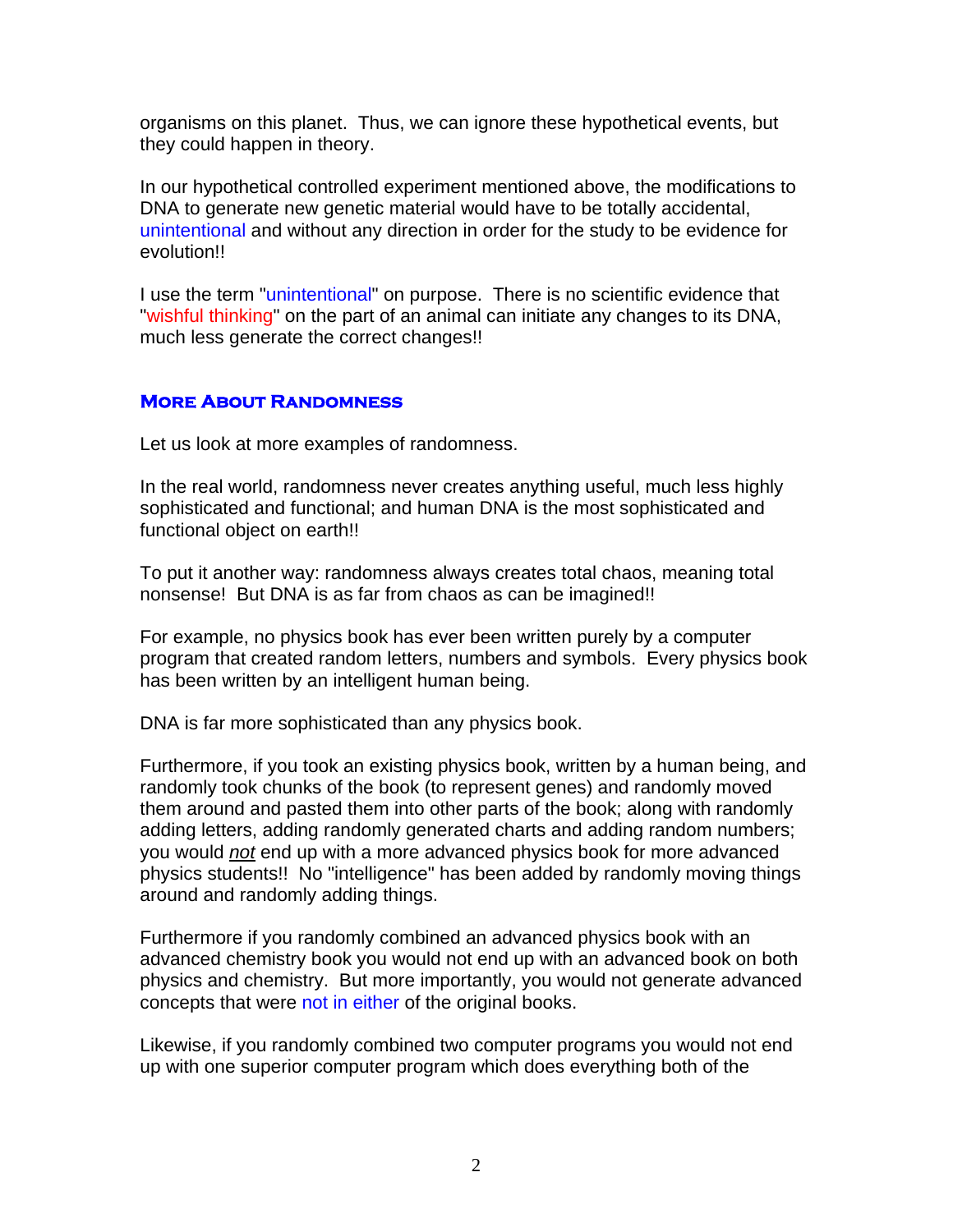organisms on this planet. Thus, we can ignore these hypothetical events, but they could happen in theory.

In our hypothetical controlled experiment mentioned above, the modifications to DNA to generate new genetic material would have to be totally accidental, unintentional and without any direction in order for the study to be evidence for evolution!!

I use the term "unintentional" on purpose. There is no scientific evidence that "wishful thinking" on the part of an animal can initiate any changes to its DNA, much less generate the correct changes!!

## More About Randomness

Let us look at more examples of randomness.

In the real world, randomness never creates anything useful, much less highly sophisticated and functional; and human DNA is the most sophisticated and functional object on earth!!

To put it another way: randomness always creates total chaos, meaning total nonsense! But DNA is as far from chaos as can be imagined!!

For example, no physics book has ever been written purely by a computer program that created random letters, numbers and symbols. Every physics book has been written by an intelligent human being.

DNA is far more sophisticated than any physics book.

Furthermore, if you took an existing physics book, written by a human being, and randomly took chunks of the book (to represent genes) and randomly moved them around and pasted them into other parts of the book; along with randomly adding letters, adding randomly generated charts and adding random numbers; you would ***not*** end up with a more advanced physics book for more advanced physics students!! No "intelligence" has been added by randomly moving things around and randomly adding things.

Furthermore if you randomly combined an advanced physics book with an advanced chemistry book you would not end up with an advanced book on both physics and chemistry. But more importantly, you would not generate advanced concepts that were not in either of the original books.

Likewise, if you randomly combined two computer programs you would not end up with one superior computer program which does everything both of the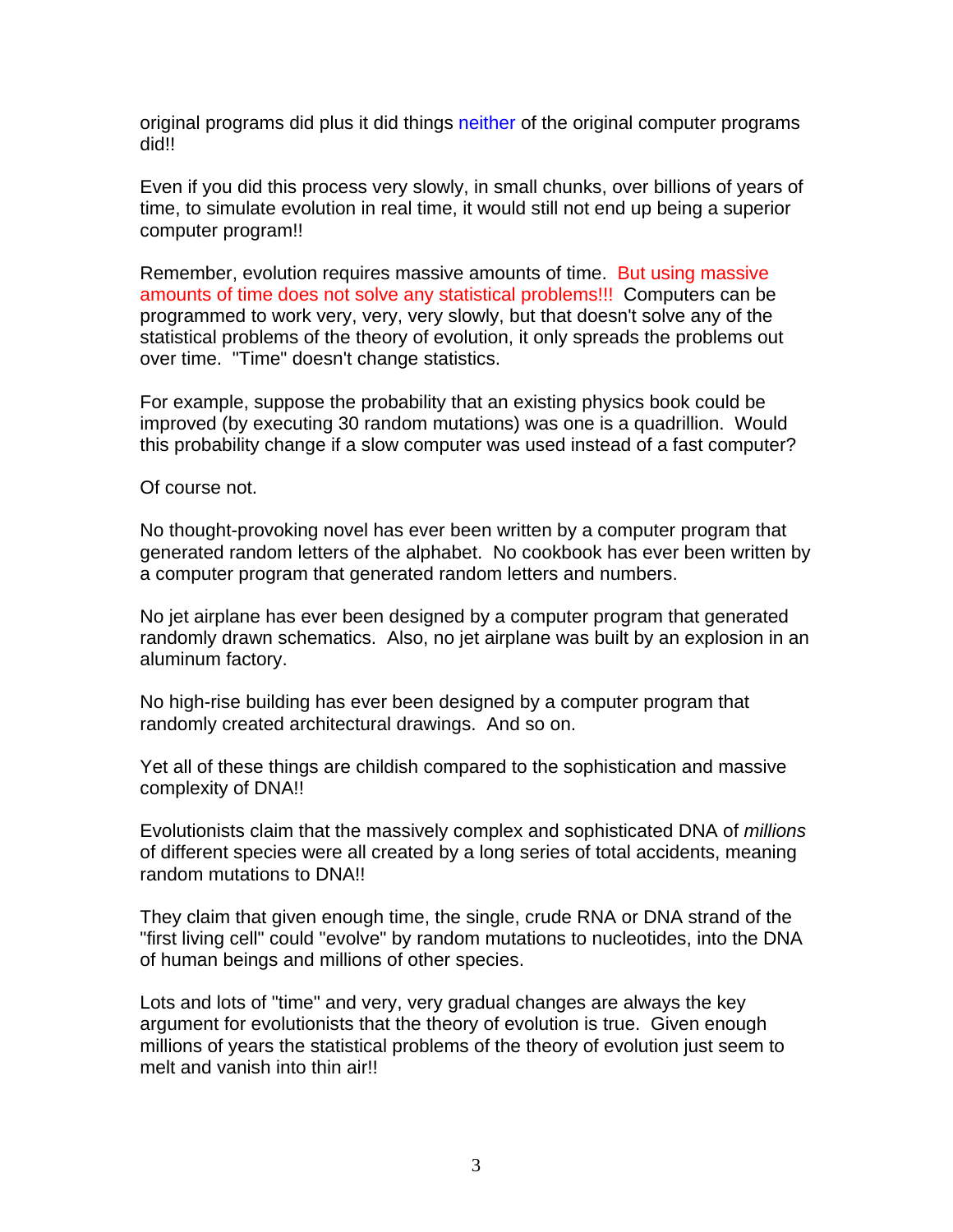original programs did plus it did things neither of the original computer programs did!!

Even if you did this process very slowly, in small chunks, over billions of years of time, to simulate evolution in real time, it would still not end up being a superior computer program!!

Remember, evolution requires massive amounts of time. But using massive amounts of time does not solve any statistical problems!!! Computers can be programmed to work very, very, very slowly, but that doesn't solve any of the statistical problems of the theory of evolution, it only spreads the problems out over time. "Time" doesn't change statistics.

For example, suppose the probability that an existing physics book could be improved (by executing 30 random mutations) was one is a quadrillion. Would this probability change if a slow computer was used instead of a fast computer?

Of course not.

No thought-provoking novel has ever been written by a computer program that generated random letters of the alphabet. No cookbook has ever been written by a computer program that generated random letters and numbers.

No jet airplane has ever been designed by a computer program that generated randomly drawn schematics. Also, no jet airplane was built by an explosion in an aluminum factory.

No high-rise building has ever been designed by a computer program that randomly created architectural drawings. And so on.

Yet all of these things are childish compared to the sophistication and massive complexity of DNA!!

Evolutionists claim that the massively complex and sophisticated DNA of *millions* of different species were all created by a long series of total accidents, meaning random mutations to DNA!!

They claim that given enough time, the single, crude RNA or DNA strand of the "first living cell" could "evolve" by random mutations to nucleotides, into the DNA of human beings and millions of other species.

Lots and lots of "time" and very, very gradual changes are always the key argument for evolutionists that the theory of evolution is true. Given enough millions of years the statistical problems of the theory of evolution just seem to melt and vanish into thin air!!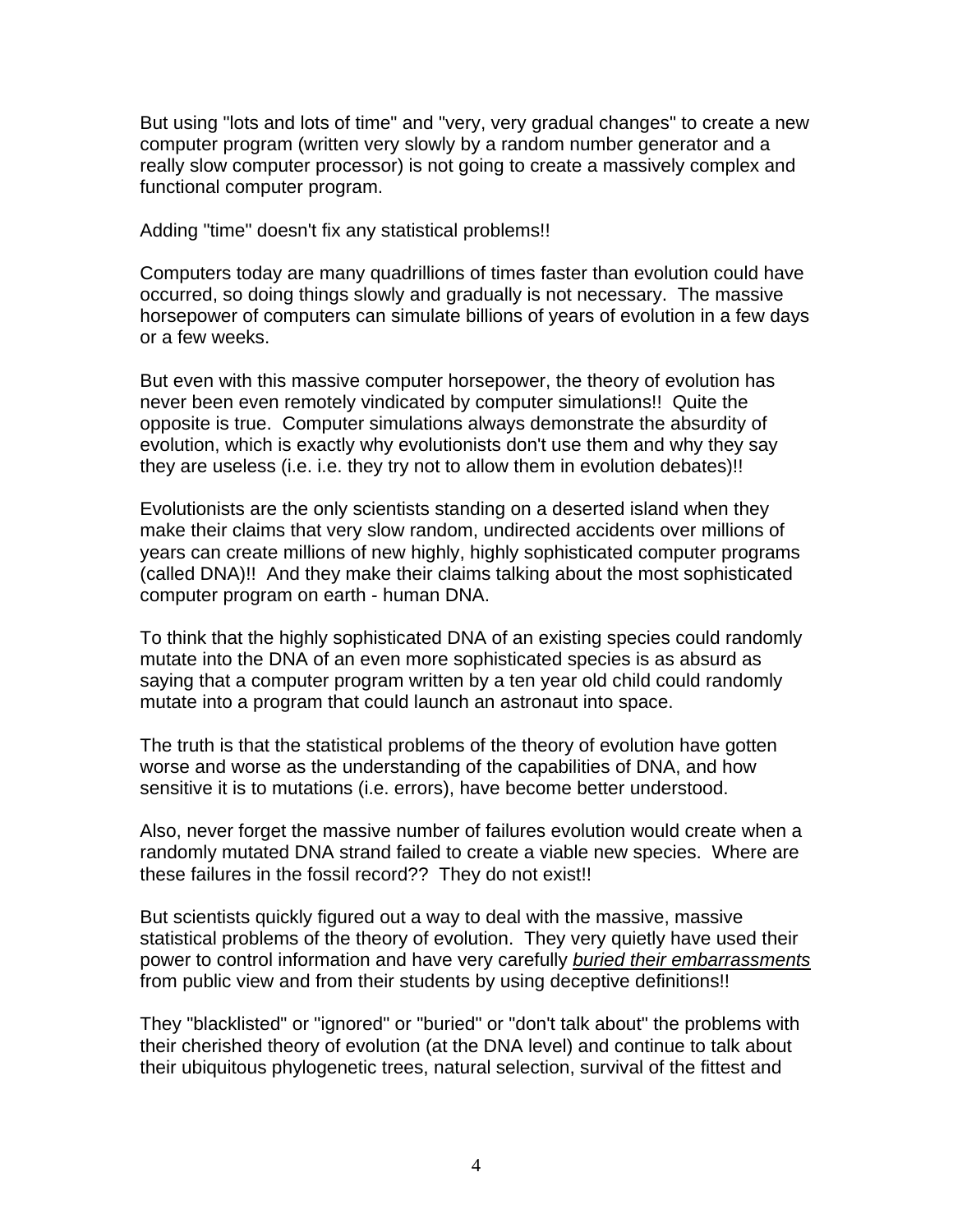But using "lots and lots of time" and "very, very gradual changes" to create a new computer program (written very slowly by a random number generator and a really slow computer processor) is not going to create a massively complex and functional computer program.

Adding "time" doesn't fix any statistical problems!!

Computers today are many quadrillions of times faster than evolution could have occurred, so doing things slowly and gradually is not necessary. The massive horsepower of computers can simulate billions of years of evolution in a few days or a few weeks.

But even with this massive computer horsepower, the theory of evolution has never been even remotely vindicated by computer simulations!! Quite the opposite is true. Computer simulations always demonstrate the absurdity of evolution, which is exactly why evolutionists don't use them and why they say they are useless (i.e. i.e. they try not to allow them in evolution debates)!!

Evolutionists are the only scientists standing on a deserted island when they make their claims that very slow random, undirected accidents over millions of years can create millions of new highly, highly sophisticated computer programs (called DNA)!! And they make their claims talking about the most sophisticated computer program on earth - human DNA.

To think that the highly sophisticated DNA of an existing species could randomly mutate into the DNA of an even more sophisticated species is as absurd as saying that a computer program written by a ten year old child could randomly mutate into a program that could launch an astronaut into space.

The truth is that the statistical problems of the theory of evolution have gotten worse and worse as the understanding of the capabilities of DNA, and how sensitive it is to mutations (i.e. errors), have become better understood.

Also, never forget the massive number of failures evolution would create when a randomly mutated DNA strand failed to create a viable new species. Where are these failures in the fossil record?? They do not exist!!

But scientists quickly figured out a way to deal with the massive, massive statistical problems of the theory of evolution. They very quietly have used their power to control information and have very carefully *buried their embarrassments* from public view and from their students by using deceptive definitions!!

They "blacklisted" or "ignored" or "buried" or "don't talk about" the problems with their cherished theory of evolution (at the DNA level) and continue to talk about their ubiquitous phylogenetic trees, natural selection, survival of the fittest and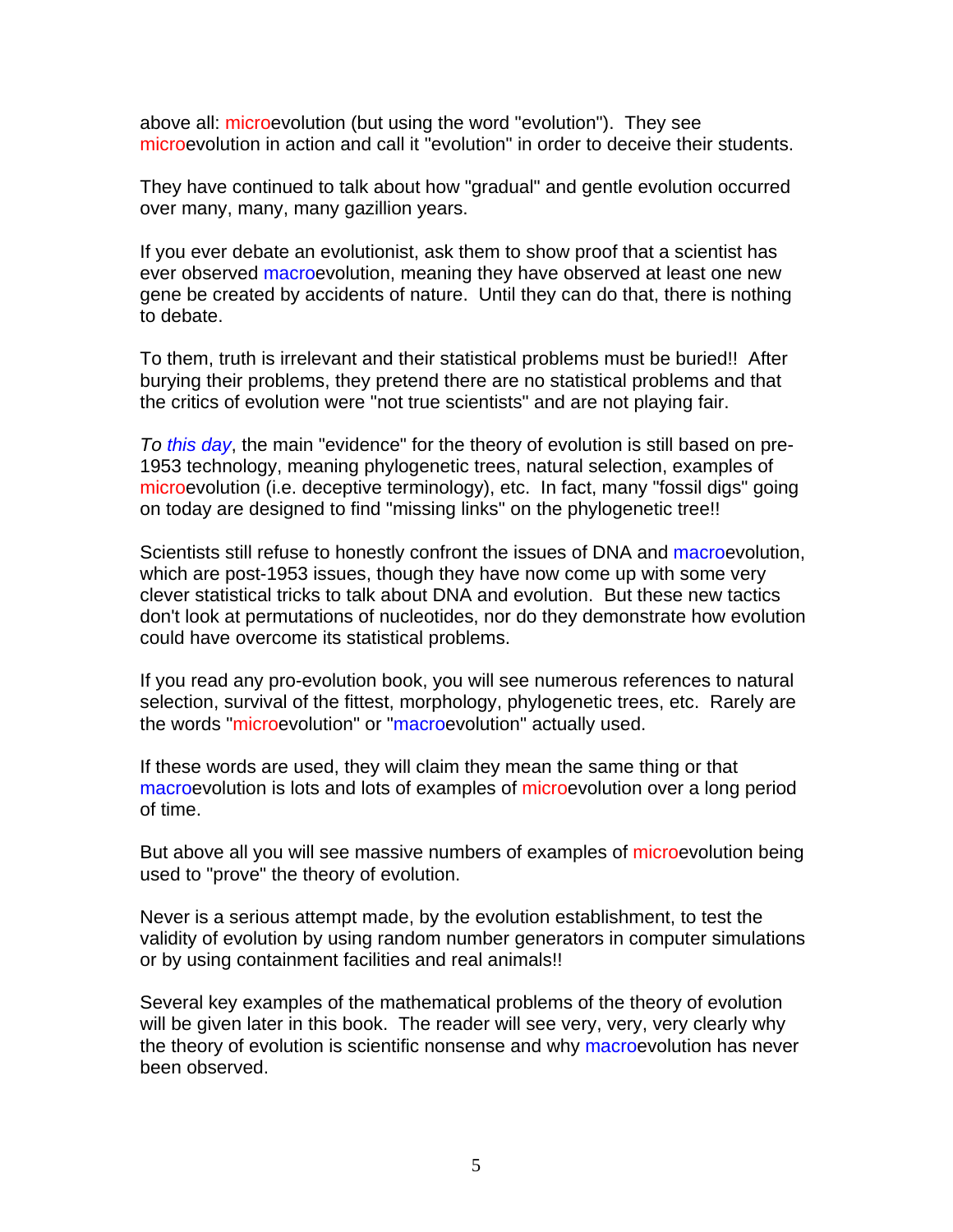above all: microevolution (but using the word "evolution"). They see microevolution in action and call it "evolution" in order to deceive their students.

They have continued to talk about how "gradual" and gentle evolution occurred over many, many, many gazillion years.

If you ever debate an evolutionist, ask them to show proof that a scientist has ever observed macroevolution, meaning they have observed at least one new gene be created by accidents of nature. Until they can do that, there is nothing to debate.

To them, truth is irrelevant and their statistical problems must be buried!! After burying their problems, they pretend there are no statistical problems and that the critics of evolution were "not true scientists" and are not playing fair.

*To this day*, the main "evidence" for the theory of evolution is still based on pre-1953 technology, meaning phylogenetic trees, natural selection, examples of microevolution (i.e. deceptive terminology), etc. In fact, many "fossil digs" going on today are designed to find "missing links" on the phylogenetic tree!!

Scientists still refuse to honestly confront the issues of DNA and macroevolution, which are post-1953 issues, though they have now come up with some very clever statistical tricks to talk about DNA and evolution. But these new tactics don't look at permutations of nucleotides, nor do they demonstrate how evolution could have overcome its statistical problems.

If you read any pro-evolution book, you will see numerous references to natural selection, survival of the fittest, morphology, phylogenetic trees, etc. Rarely are the words "microevolution" or "macroevolution" actually used.

If these words are used, they will claim they mean the same thing or that macroevolution is lots and lots of examples of microevolution over a long period of time.

But above all you will see massive numbers of examples of microevolution being used to "prove" the theory of evolution.

Never is a serious attempt made, by the evolution establishment, to test the validity of evolution by using random number generators in computer simulations or by using containment facilities and real animals!!

Several key examples of the mathematical problems of the theory of evolution will be given later in this book. The reader will see very, very, very clearly why the theory of evolution is scientific nonsense and why macroevolution has never been observed.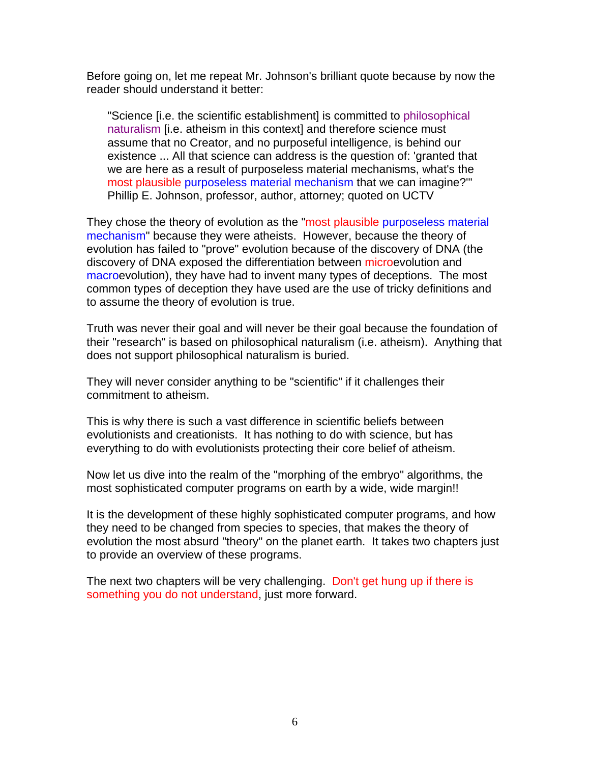Before going on, let me repeat Mr. Johnson's brilliant quote because by now the reader should understand it better:

> "Science [i.e. the scientific establishment] is committed to philosophical naturalism [i.e. atheism in this context] and therefore science must assume that no Creator, and no purposeful intelligence, is behind our existence ... All that science can address is the question of: 'granted that we are here as a result of purposeless material mechanisms, what's the most plausible purposeless material mechanism that we can imagine?'"
> Phillip E. Johnson, professor, author, attorney; quoted on UCTV

They chose the theory of evolution as the "most plausible purposeless material mechanism" because they were atheists. However, because the theory of evolution has failed to "prove" evolution because of the discovery of DNA (the discovery of DNA exposed the differentiation between microevolution and macroevolution), they have had to invent many types of deceptions. The most common types of deception they have used are the use of tricky definitions and to assume the theory of evolution is true.

Truth was never their goal and will never be their goal because the foundation of their "research" is based on philosophical naturalism (i.e. atheism). Anything that does not support philosophical naturalism is buried.

They will never consider anything to be "scientific" if it challenges their commitment to atheism.

This is why there is such a vast difference in scientific beliefs between evolutionists and creationists. It has nothing to do with science, but has everything to do with evolutionists protecting their core belief of atheism.

Now let us dive into the realm of the "morphing of the embryo" algorithms, the most sophisticated computer programs on earth by a wide, wide margin!!

It is the development of these highly sophisticated computer programs, and how they need to be changed from species to species, that makes the theory of evolution the most absurd "theory" on the planet earth. It takes two chapters just to provide an overview of these programs.

The next two chapters will be very challenging. Don't get hung up if there is something you do not understand, just more forward.